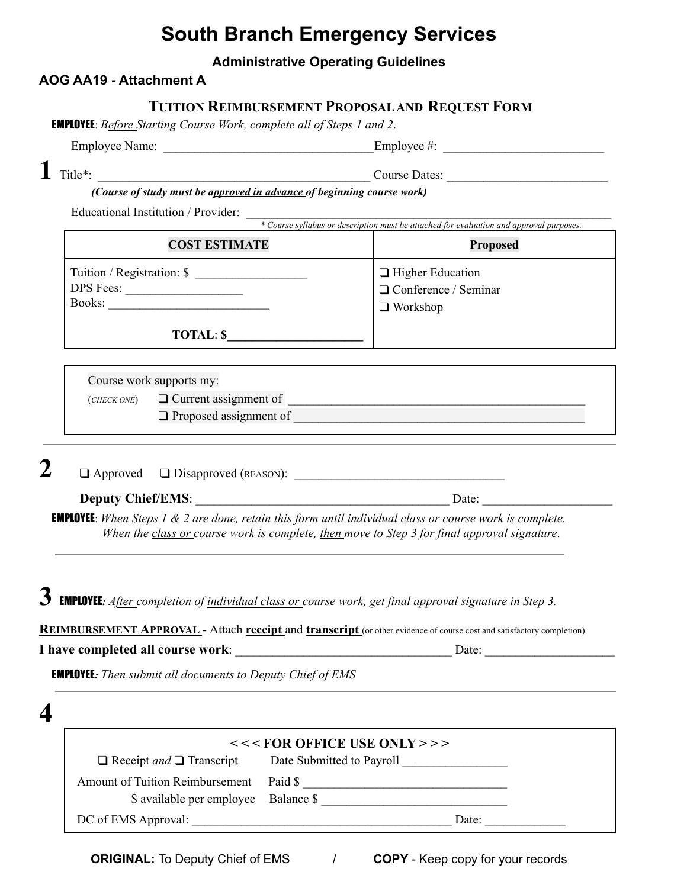# South Branch Emergency Services

### Administrative Operating Guidelines

**AOG AA19 - Attachment A**

## TUITION REIMBURSEMENT PROPOSAL AND REQUEST FORM

**EMPLOYEE**: *Before Starting Course Work, complete all of Steps 1 and 2.*

Employee Name: ________________________________ Employee #: ________________________

**1** Title*: ____________________________________________ Course Dates: _________________________

***(Course of study must be approved in advance of beginning course work)***

Educational Institution / Provider: ________________________________________________________

*\* Course syllabus or description must be attached for evaluation and approval purposes.*

| COST ESTIMATE | Proposed |
|---|---|
| Tuition / Registration: $ _________________<br>DPS Fees: __________________<br>Books: _________________________<br><br>**TOTAL: $______________________** | ❑ Higher Education<br>❑ Conference / Seminar<br>❑ Workshop |

Course work supports my:

(CHECK ONE) ❑ Current assignment of ______________________________________________

❑ Proposed assignment of ______________________________________________

---

**2** ❑ Approved ❑ Disapproved (REASON): __________________________________

**Deputy Chief/EMS**: ________________________________________ Date: ____________________

**EMPLOYEE**: *When Steps 1 & 2 are done, retain this form until individual class or course work is complete. When the class or course work is complete, then move to Step 3 for final approval signature.*

---

**3** **EMPLOYEE**: *After completion of individual class or course work, get final approval signature in Step 3.*

**REIMBURSEMENT APPROVAL -** Attach **receipt** and **transcript** (or other evidence of course cost and satisfactory completion).

**I have completed all course work**: __________________________________ Date: ____________________

**EMPLOYEE**: *Then submit all documents to Deputy Chief of EMS*

---

**4**

**<<< FOR OFFICE USE ONLY >>>**

❑ Receipt *and* ❑ Transcript Date Submitted to Payroll ________________

Amount of Tuition Reimbursement Paid $ ________________________________

$ available per employee Balance $ ______________________________

DC of EMS Approval: __________________________________________ Date: _____________

**ORIGINAL:** To Deputy Chief of EMS / **COPY** - Keep copy for your records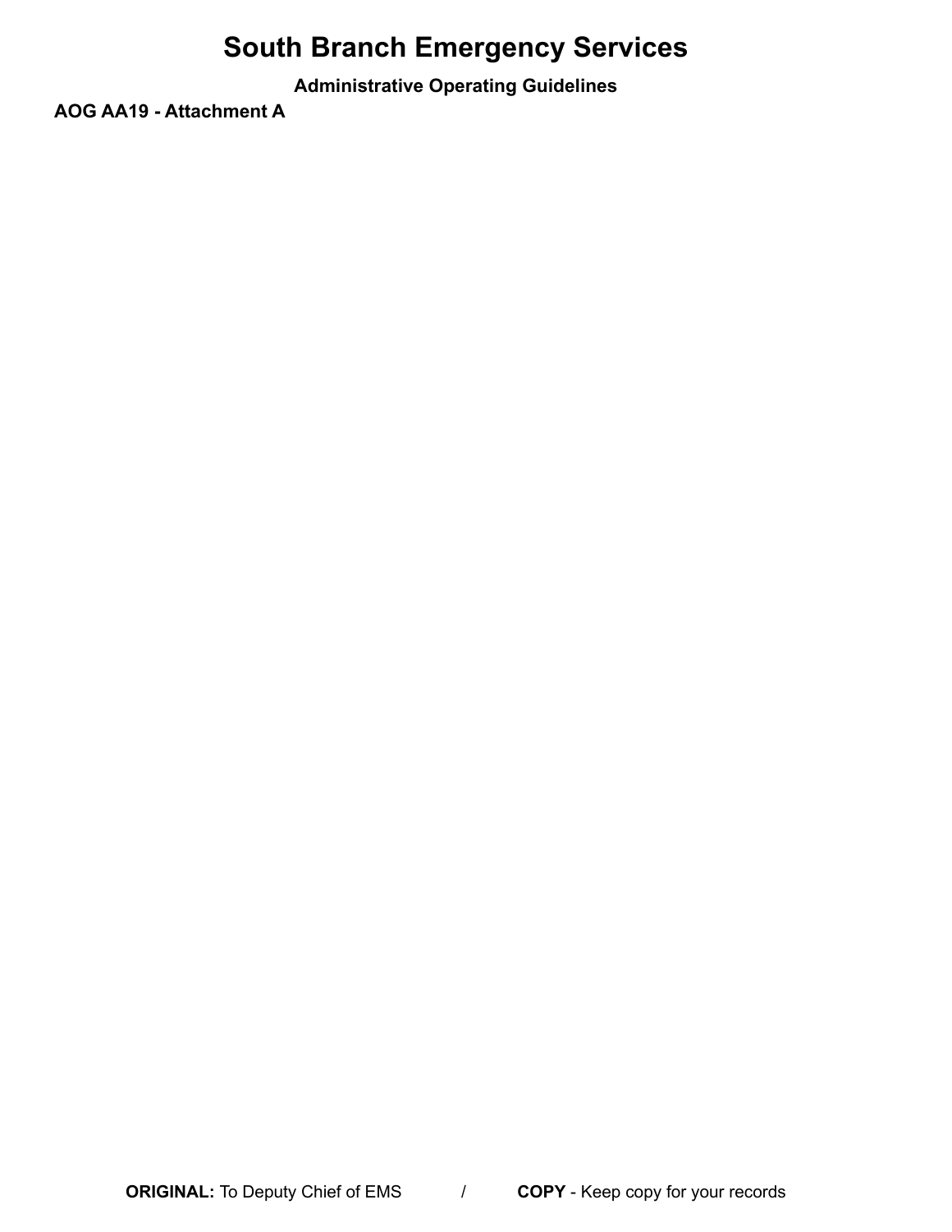# South Branch Emergency Services

**Administrative Operating Guidelines**

**AOG AA19 - Attachment A**

**ORIGINAL:** To Deputy Chief of EMS / **COPY** - Keep copy for your records